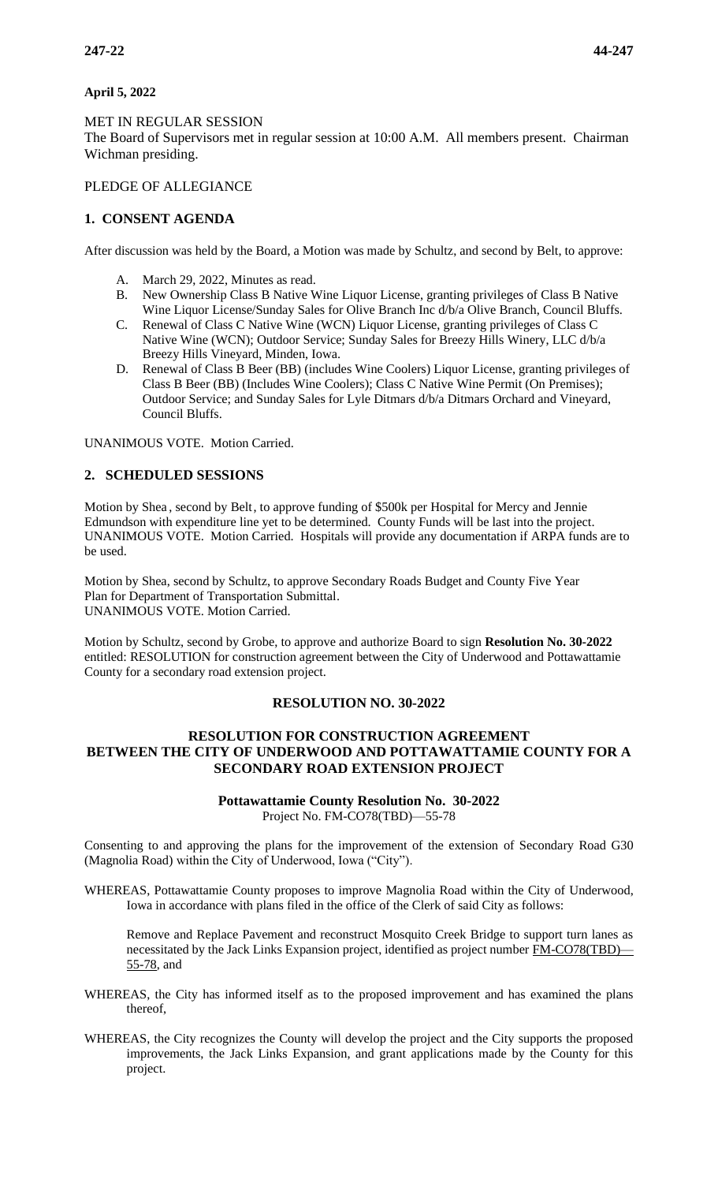**April 5, 2022**

MET IN REGULAR SESSION
The Board of Supervisors met in regular session at 10:00 A.M. All members present. Chairman Wichman presiding.

PLEDGE OF ALLEGIANCE

## 1. CONSENT AGENDA

After discussion was held by the Board, a Motion was made by Schultz, and second by Belt, to approve:

A. March 29, 2022, Minutes as read.
B. New Ownership Class B Native Wine Liquor License, granting privileges of Class B Native Wine Liquor License/Sunday Sales for Olive Branch Inc d/b/a Olive Branch, Council Bluffs.
C. Renewal of Class C Native Wine (WCN) Liquor License, granting privileges of Class C Native Wine (WCN); Outdoor Service; Sunday Sales for Breezy Hills Winery, LLC d/b/a Breezy Hills Vineyard, Minden, Iowa.
D. Renewal of Class B Beer (BB) (includes Wine Coolers) Liquor License, granting privileges of Class B Beer (BB) (Includes Wine Coolers); Class C Native Wine Permit (On Premises); Outdoor Service; and Sunday Sales for Lyle Ditmars d/b/a Ditmars Orchard and Vineyard, Council Bluffs.

UNANIMOUS VOTE. Motion Carried.

## 2. SCHEDULED SESSIONS

Motion by Shea, second by Belt, to approve funding of $500k per Hospital for Mercy and Jennie Edmundson with expenditure line yet to be determined. County Funds will be last into the project. UNANIMOUS VOTE. Motion Carried. Hospitals will provide any documentation if ARPA funds are to be used.

Motion by Shea, second by Schultz, to approve Secondary Roads Budget and County Five Year Plan for Department of Transportation Submittal.
UNANIMOUS VOTE. Motion Carried.

Motion by Schultz, second by Grobe, to approve and authorize Board to sign **Resolution No. 30-2022** entitled: RESOLUTION for construction agreement between the City of Underwood and Pottawattamie County for a secondary road extension project.

### RESOLUTION NO. 30-2022

### RESOLUTION FOR CONSTRUCTION AGREEMENT BETWEEN THE CITY OF UNDERWOOD AND POTTAWATTAMIE COUNTY FOR A SECONDARY ROAD EXTENSION PROJECT

**Pottawattamie County Resolution No. 30-2022**
Project No. FM-CO78(TBD)—55-78

Consenting to and approving the plans for the improvement of the extension of Secondary Road G30 (Magnolia Road) within the City of Underwood, Iowa ("City").

WHEREAS, Pottawattamie County proposes to improve Magnolia Road within the City of Underwood, Iowa in accordance with plans filed in the office of the Clerk of said City as follows:

Remove and Replace Pavement and reconstruct Mosquito Creek Bridge to support turn lanes as necessitated by the Jack Links Expansion project, identified as project number FM-CO78(TBD)—55-78, and

WHEREAS, the City has informed itself as to the proposed improvement and has examined the plans thereof,

WHEREAS, the City recognizes the County will develop the project and the City supports the proposed improvements, the Jack Links Expansion, and grant applications made by the County for this project.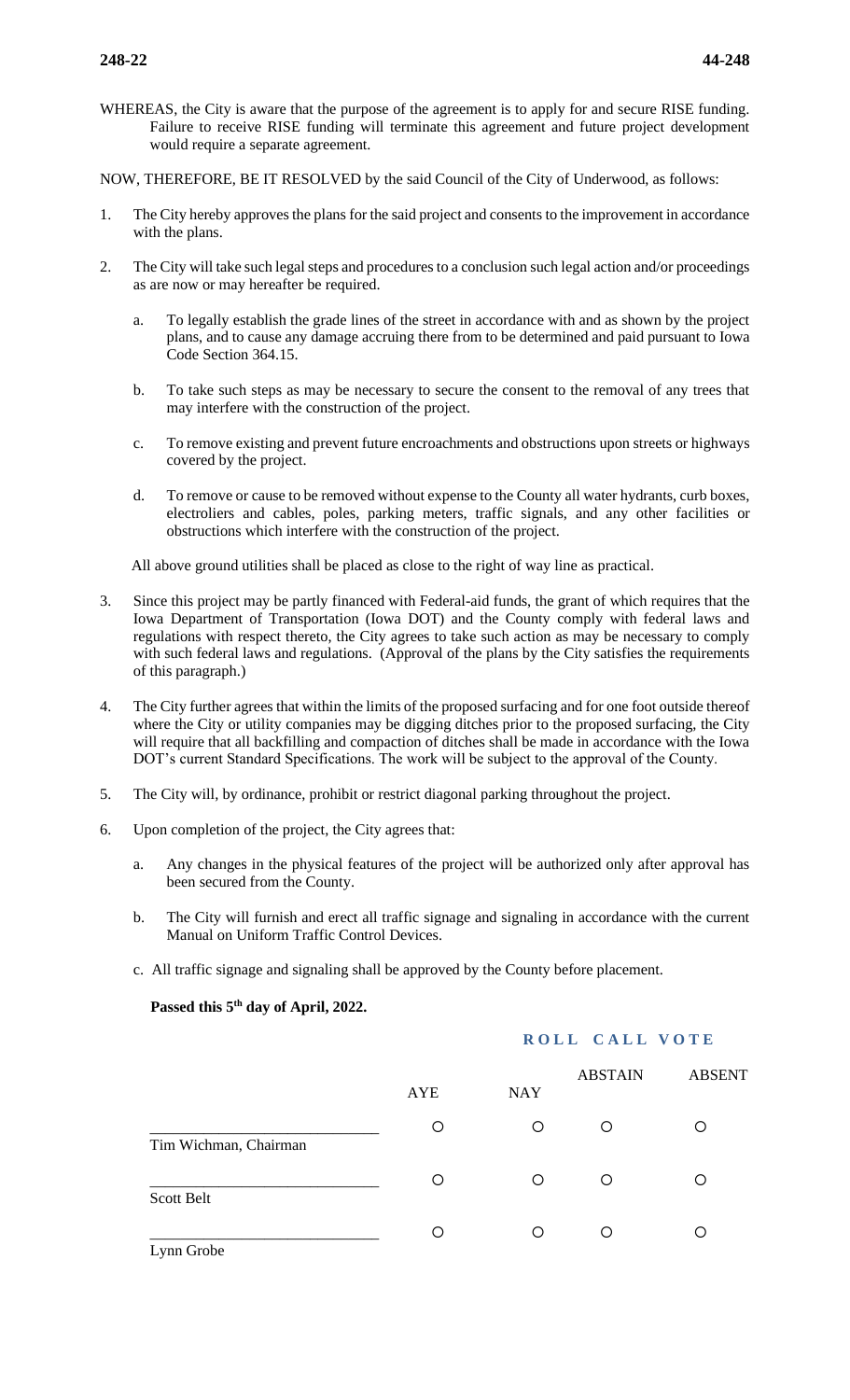WHEREAS, the City is aware that the purpose of the agreement is to apply for and secure RISE funding. Failure to receive RISE funding will terminate this agreement and future project development would require a separate agreement.

NOW, THEREFORE, BE IT RESOLVED by the said Council of the City of Underwood, as follows:

1. The City hereby approves the plans for the said project and consents to the improvement in accordance with the plans.

2. The City will take such legal steps and procedures to a conclusion such legal action and/or proceedings as are now or may hereafter be required.

   a. To legally establish the grade lines of the street in accordance with and as shown by the project plans, and to cause any damage accruing there from to be determined and paid pursuant to Iowa Code Section 364.15.

   b. To take such steps as may be necessary to secure the consent to the removal of any trees that may interfere with the construction of the project.

   c. To remove existing and prevent future encroachments and obstructions upon streets or highways covered by the project.

   d. To remove or cause to be removed without expense to the County all water hydrants, curb boxes, electroliers and cables, poles, parking meters, traffic signals, and any other facilities or obstructions which interfere with the construction of the project.

   All above ground utilities shall be placed as close to the right of way line as practical.

3. Since this project may be partly financed with Federal-aid funds, the grant of which requires that the Iowa Department of Transportation (Iowa DOT) and the County comply with federal laws and regulations with respect thereto, the City agrees to take such action as may be necessary to comply with such federal laws and regulations. (Approval of the plans by the City satisfies the requirements of this paragraph.)

4. The City further agrees that within the limits of the proposed surfacing and for one foot outside thereof where the City or utility companies may be digging ditches prior to the proposed surfacing, the City will require that all backfilling and compaction of ditches shall be made in accordance with the Iowa DOT's current Standard Specifications. The work will be subject to the approval of the County.

5. The City will, by ordinance, prohibit or restrict diagonal parking throughout the project.

6. Upon completion of the project, the City agrees that:

   a. Any changes in the physical features of the project will be authorized only after approval has been secured from the County.

   b. The City will furnish and erect all traffic signage and signaling in accordance with the current Manual on Uniform Traffic Control Devices.

   c. All traffic signage and signaling shall be approved by the County before placement.

**Passed this 5th day of April, 2022.**

**ROLL CALL VOTE**

| | AYE | NAY | ABSTAIN | ABSENT |
|---|---|---|---|---|
| _____________________________ Tim Wichman, Chairman | ○ | ○ | ○ | ○ |
| _____________________________ Scott Belt | ○ | ○ | ○ | ○ |
| _____________________________ Lynn Grobe | ○ | ○ | ○ | ○ |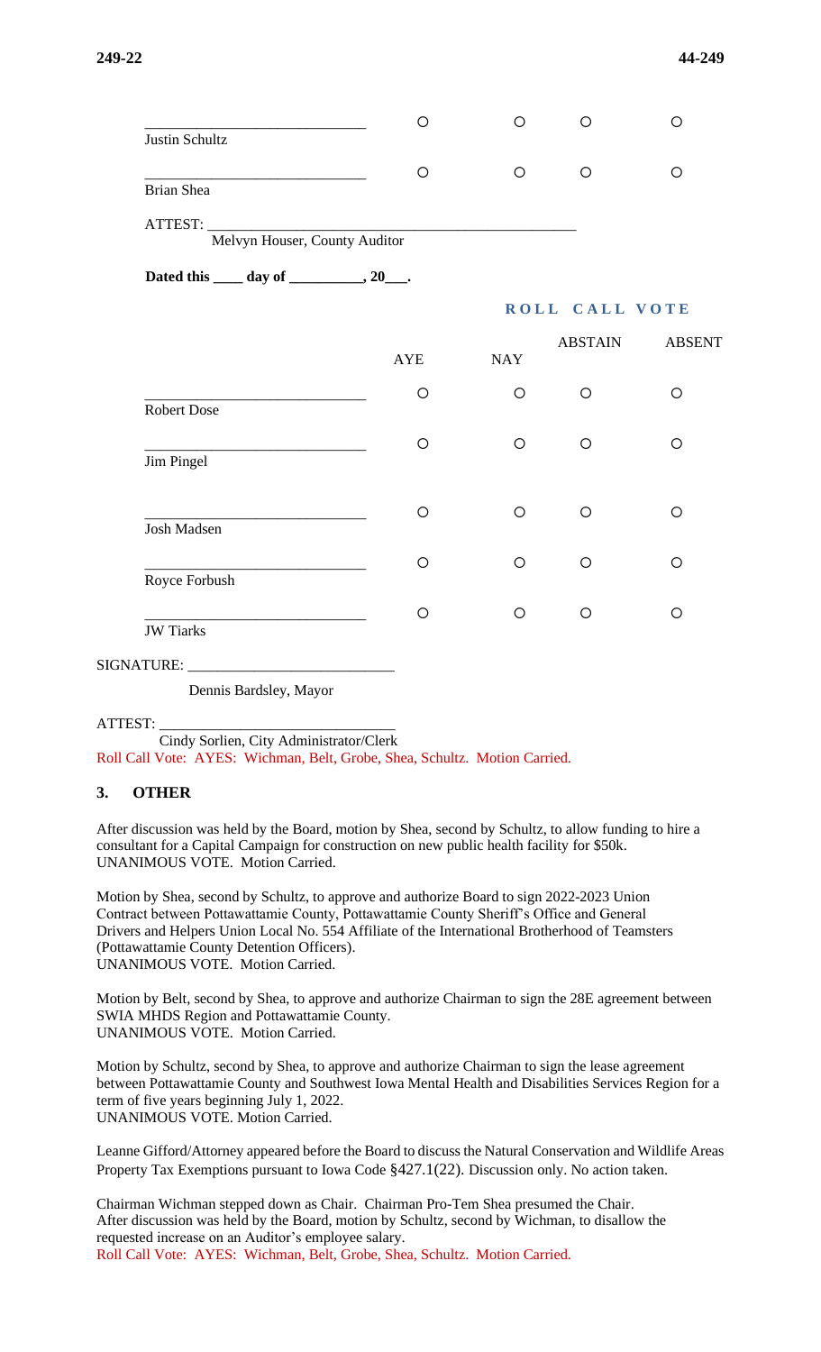| | | | | |
|---|---|---|---|---|
| ____________________________ Justin Schultz | ○ | ○ | ○ | ○ |
| ____________________________ Brian Shea | ○ | ○ | ○ | ○ |

ATTEST: ______________________________________________
Melvyn Houser, County Auditor

**Dated this ____ day of __________, 20___.**

**ROLL CALL VOTE**

| | AYE | NAY | ABSTAIN | ABSENT |
|---|---|---|---|---|
| ____________________________ Robert Dose | ○ | ○ | ○ | ○ |
| ____________________________ Jim Pingel | ○ | ○ | ○ | ○ |
| ____________________________ Josh Madsen | ○ | ○ | ○ | ○ |
| ____________________________ Royce Forbush | ○ | ○ | ○ | ○ |
| ____________________________ JW Tiarks | ○ | ○ | ○ | ○ |

SIGNATURE: ___________________________
Dennis Bardsley, Mayor

ATTEST: ______________________________
Cindy Sorlien, City Administrator/Clerk

Roll Call Vote: AYES: Wichman, Belt, Grobe, Shea, Schultz. Motion Carried.

## 3. OTHER

After discussion was held by the Board, motion by Shea, second by Schultz, to allow funding to hire a consultant for a Capital Campaign for construction on new public health facility for $50k.
UNANIMOUS VOTE. Motion Carried.

Motion by Shea, second by Schultz, to approve and authorize Board to sign 2022-2023 Union Contract between Pottawattamie County, Pottawattamie County Sheriff's Office and General Drivers and Helpers Union Local No. 554 Affiliate of the International Brotherhood of Teamsters (Pottawattamie County Detention Officers).
UNANIMOUS VOTE. Motion Carried.

Motion by Belt, second by Shea, to approve and authorize Chairman to sign the 28E agreement between SWIA MHDS Region and Pottawattamie County.
UNANIMOUS VOTE. Motion Carried.

Motion by Schultz, second by Shea, to approve and authorize Chairman to sign the lease agreement between Pottawattamie County and Southwest Iowa Mental Health and Disabilities Services Region for a term of five years beginning July 1, 2022.
UNANIMOUS VOTE. Motion Carried.

Leanne Gifford/Attorney appeared before the Board to discuss the Natural Conservation and Wildlife Areas Property Tax Exemptions pursuant to Iowa Code §427.1(22). Discussion only. No action taken.

Chairman Wichman stepped down as Chair. Chairman Pro-Tem Shea presumed the Chair.
After discussion was held by the Board, motion by Schultz, second by Wichman, to disallow the requested increase on an Auditor's employee salary.
Roll Call Vote: AYES: Wichman, Belt, Grobe, Shea, Schultz. Motion Carried.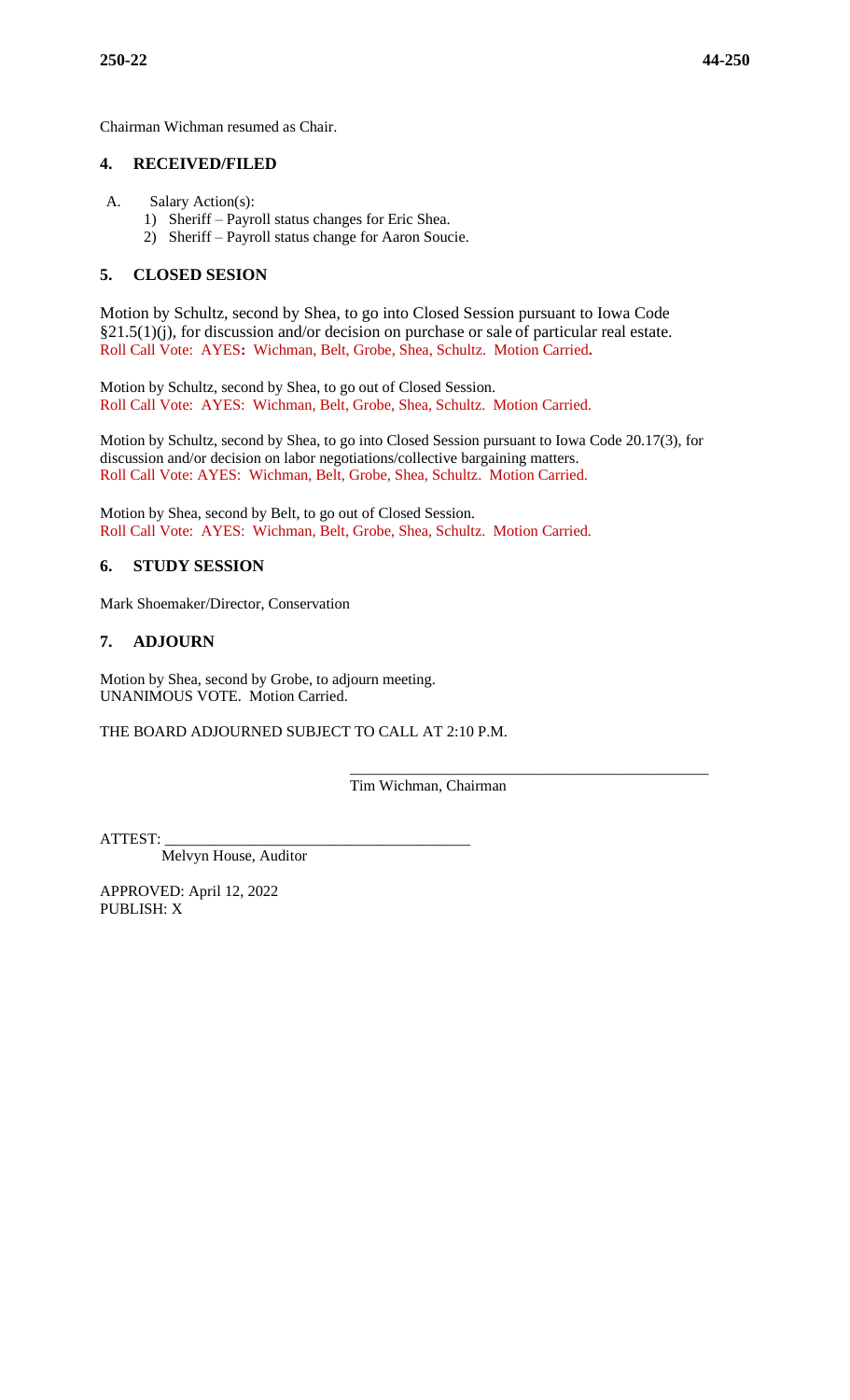Chairman Wichman resumed as Chair.

## 4. RECEIVED/FILED

A. Salary Action(s):
   1) Sheriff – Payroll status changes for Eric Shea.
   2) Sheriff – Payroll status change for Aaron Soucie.

## 5. CLOSED SESION

Motion by Schultz, second by Shea, to go into Closed Session pursuant to Iowa Code §21.5(1)(j), for discussion and/or decision on purchase or sale of particular real estate.
Roll Call Vote: AYES**:** Wichman, Belt, Grobe, Shea, Schultz. Motion Carried**.**

Motion by Schultz, second by Shea, to go out of Closed Session.
Roll Call Vote: AYES: Wichman, Belt, Grobe, Shea, Schultz. Motion Carried.

Motion by Schultz, second by Shea, to go into Closed Session pursuant to Iowa Code 20.17(3), for discussion and/or decision on labor negotiations/collective bargaining matters.
Roll Call Vote: AYES: Wichman, Belt, Grobe, Shea, Schultz. Motion Carried.

Motion by Shea, second by Belt, to go out of Closed Session.
Roll Call Vote: AYES: Wichman, Belt, Grobe, Shea, Schultz. Motion Carried.

## 6. STUDY SESSION

Mark Shoemaker/Director, Conservation

## 7. ADJOURN

Motion by Shea, second by Grobe, to adjourn meeting.
UNANIMOUS VOTE. Motion Carried.

THE BOARD ADJOURNED SUBJECT TO CALL AT 2:10 P.M.

\_\_\_\_\_\_\_\_\_\_\_\_\_\_\_\_\_\_\_\_\_\_\_\_\_\_\_\_\_\_\_\_\_\_\_\_\_\_\_\_\_\_\_\_\_\_
Tim Wichman, Chairman

ATTEST: \_\_\_\_\_\_\_\_\_\_\_\_\_\_\_\_\_\_\_\_\_\_\_\_\_\_\_\_\_\_\_\_\_\_\_\_\_\_\_\_
Melvyn House, Auditor

APPROVED: April 12, 2022
PUBLISH: X